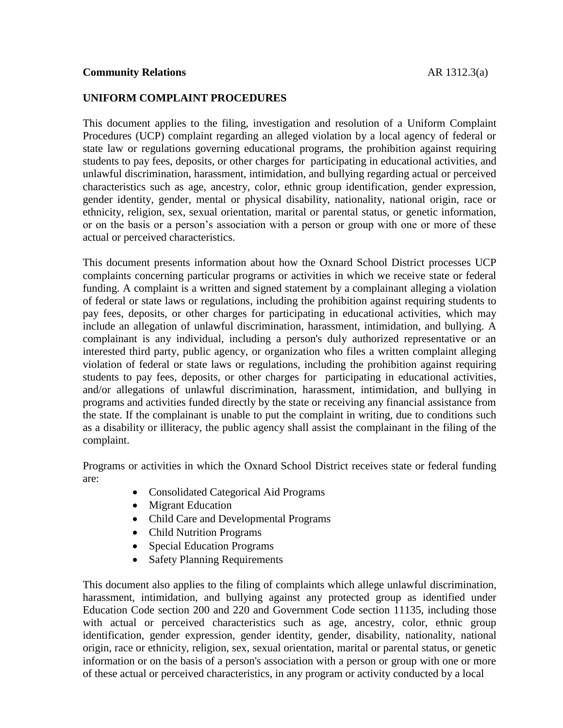**Community Relations** AR 1312.3(a)

**UNIFORM COMPLAINT PROCEDURES**

This document applies to the filing, investigation and resolution of a Uniform Complaint Procedures (UCP) complaint regarding an alleged violation by a local agency of federal or state law or regulations governing educational programs, the prohibition against requiring students to pay fees, deposits, or other charges for participating in educational activities, and unlawful discrimination, harassment, intimidation, and bullying regarding actual or perceived characteristics such as age, ancestry, color, ethnic group identification, gender expression, gender identity, gender, mental or physical disability, nationality, national origin, race or ethnicity, religion, sex, sexual orientation, marital or parental status, or genetic information, or on the basis or a person's association with a person or group with one or more of these actual or perceived characteristics.

This document presents information about how the Oxnard School District processes UCP complaints concerning particular programs or activities in which we receive state or federal funding. A complaint is a written and signed statement by a complainant alleging a violation of federal or state laws or regulations, including the prohibition against requiring students to pay fees, deposits, or other charges for participating in educational activities, which may include an allegation of unlawful discrimination, harassment, intimidation, and bullying. A complainant is any individual, including a person's duly authorized representative or an interested third party, public agency, or organization who files a written complaint alleging violation of federal or state laws or regulations, including the prohibition against requiring students to pay fees, deposits, or other charges for participating in educational activities, and/or allegations of unlawful discrimination, harassment, intimidation, and bullying in programs and activities funded directly by the state or receiving any financial assistance from the state. If the complainant is unable to put the complaint in writing, due to conditions such as a disability or illiteracy, the public agency shall assist the complainant in the filing of the complaint.

Programs or activities in which the Oxnard School District receives state or federal funding are:

- Consolidated Categorical Aid Programs
- Migrant Education
- Child Care and Developmental Programs
- Child Nutrition Programs
- Special Education Programs
- Safety Planning Requirements

This document also applies to the filing of complaints which allege unlawful discrimination, harassment, intimidation, and bullying against any protected group as identified under Education Code section 200 and 220 and Government Code section 11135, including those with actual or perceived characteristics such as age, ancestry, color, ethnic group identification, gender expression, gender identity, gender, disability, nationality, national origin, race or ethnicity, religion, sex, sexual orientation, marital or parental status, or genetic information or on the basis of a person's association with a person or group with one or more of these actual or perceived characteristics, in any program or activity conducted by a local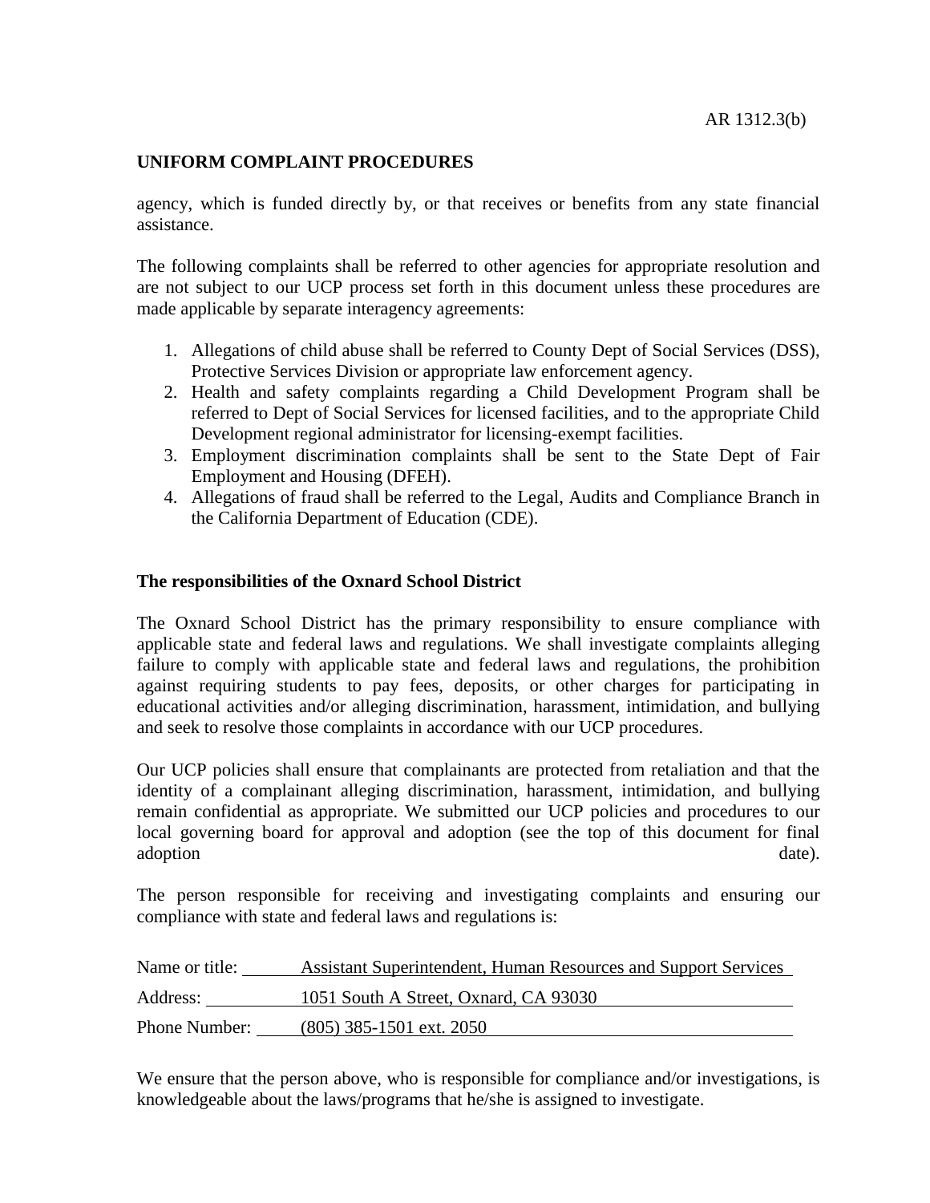agency, which is funded directly by, or that receives or benefits from any state financial assistance.

The following complaints shall be referred to other agencies for appropriate resolution and are not subject to our UCP process set forth in this document unless these procedures are made applicable by separate interagency agreements:

1. Allegations of child abuse shall be referred to County Dept of Social Services (DSS), Protective Services Division or appropriate law enforcement agency.
2. Health and safety complaints regarding a Child Development Program shall be referred to Dept of Social Services for licensed facilities, and to the appropriate Child Development regional administrator for licensing-exempt facilities.
3. Employment discrimination complaints shall be sent to the State Dept of Fair Employment and Housing (DFEH).
4. Allegations of fraud shall be referred to the Legal, Audits and Compliance Branch in the California Department of Education (CDE).

**The responsibilities of the Oxnard School District**

The Oxnard School District has the primary responsibility to ensure compliance with applicable state and federal laws and regulations. We shall investigate complaints alleging failure to comply with applicable state and federal laws and regulations, the prohibition against requiring students to pay fees, deposits, or other charges for participating in educational activities and/or alleging discrimination, harassment, intimidation, and bullying and seek to resolve those complaints in accordance with our UCP procedures.

Our UCP policies shall ensure that complainants are protected from retaliation and that the identity of a complainant alleging discrimination, harassment, intimidation, and bullying remain confidential as appropriate. We submitted our UCP policies and procedures to our local governing board for approval and adoption (see the top of this document for final adoption date).

The person responsible for receiving and investigating complaints and ensuring our compliance with state and federal laws and regulations is:

Name or title: Assistant Superintendent, Human Resources and Support Services

Address: 1051 South A Street, Oxnard, CA 93030

Phone Number: (805) 385-1501 ext. 2050

We ensure that the person above, who is responsible for compliance and/or investigations, is knowledgeable about the laws/programs that he/she is assigned to investigate.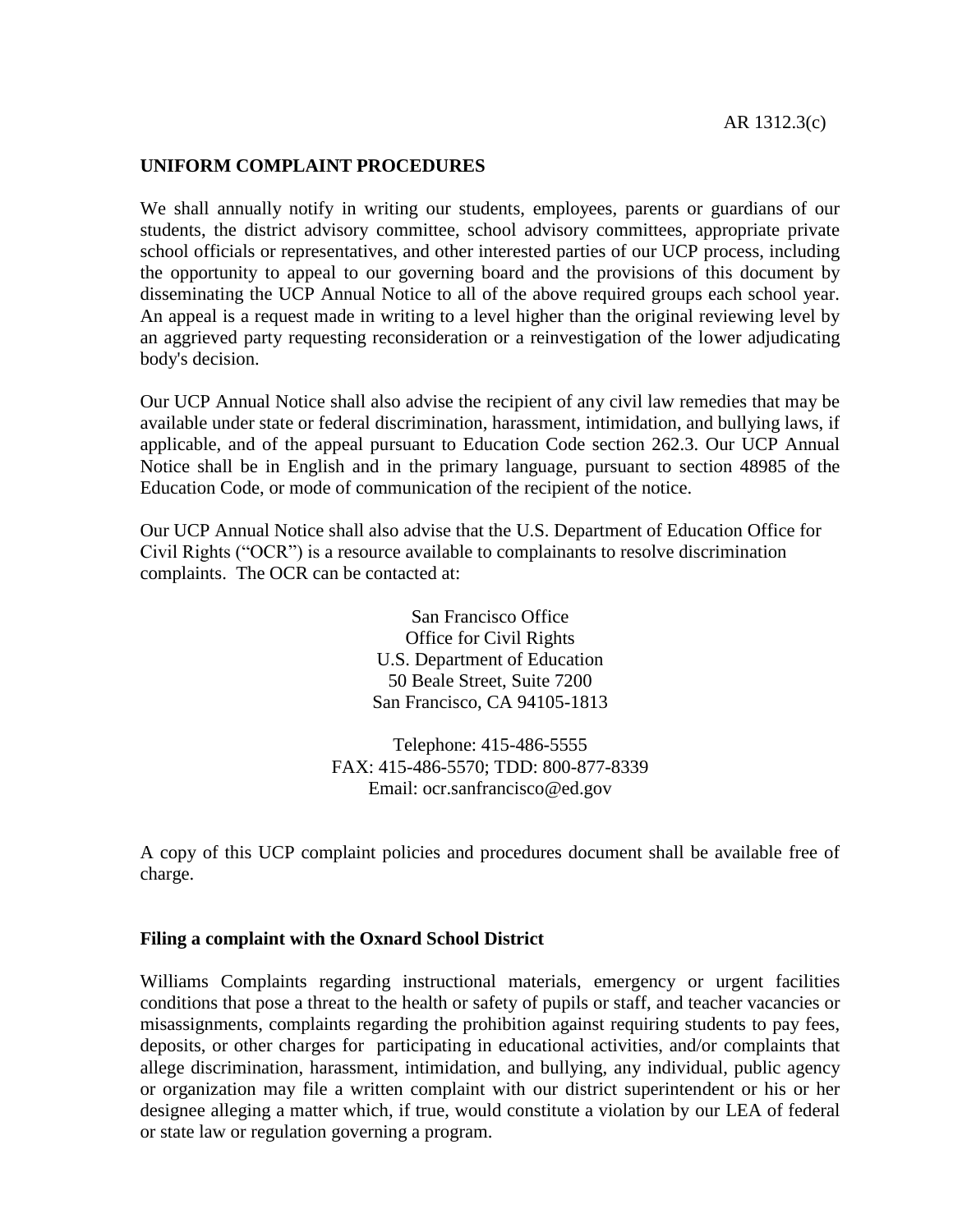AR 1312.3(c)

**UNIFORM COMPLAINT PROCEDURES**

We shall annually notify in writing our students, employees, parents or guardians of our students, the district advisory committee, school advisory committees, appropriate private school officials or representatives, and other interested parties of our UCP process, including the opportunity to appeal to our governing board and the provisions of this document by disseminating the UCP Annual Notice to all of the above required groups each school year. An appeal is a request made in writing to a level higher than the original reviewing level by an aggrieved party requesting reconsideration or a reinvestigation of the lower adjudicating body's decision.

Our UCP Annual Notice shall also advise the recipient of any civil law remedies that may be available under state or federal discrimination, harassment, intimidation, and bullying laws, if applicable, and of the appeal pursuant to Education Code section 262.3. Our UCP Annual Notice shall be in English and in the primary language, pursuant to section 48985 of the Education Code, or mode of communication of the recipient of the notice.

Our UCP Annual Notice shall also advise that the U.S. Department of Education Office for Civil Rights ("OCR") is a resource available to complainants to resolve discrimination complaints. The OCR can be contacted at:

San Francisco Office
Office for Civil Rights
U.S. Department of Education
50 Beale Street, Suite 7200
San Francisco, CA 94105-1813

Telephone: 415-486-5555
FAX: 415-486-5570; TDD: 800-877-8339
Email: ocr.sanfrancisco@ed.gov

A copy of this UCP complaint policies and procedures document shall be available free of charge.

**Filing a complaint with the Oxnard School District**

Williams Complaints regarding instructional materials, emergency or urgent facilities conditions that pose a threat to the health or safety of pupils or staff, and teacher vacancies or misassignments, complaints regarding the prohibition against requiring students to pay fees, deposits, or other charges for participating in educational activities, and/or complaints that allege discrimination, harassment, intimidation, and bullying, any individual, public agency or organization may file a written complaint with our district superintendent or his or her designee alleging a matter which, if true, would constitute a violation by our LEA of federal or state law or regulation governing a program.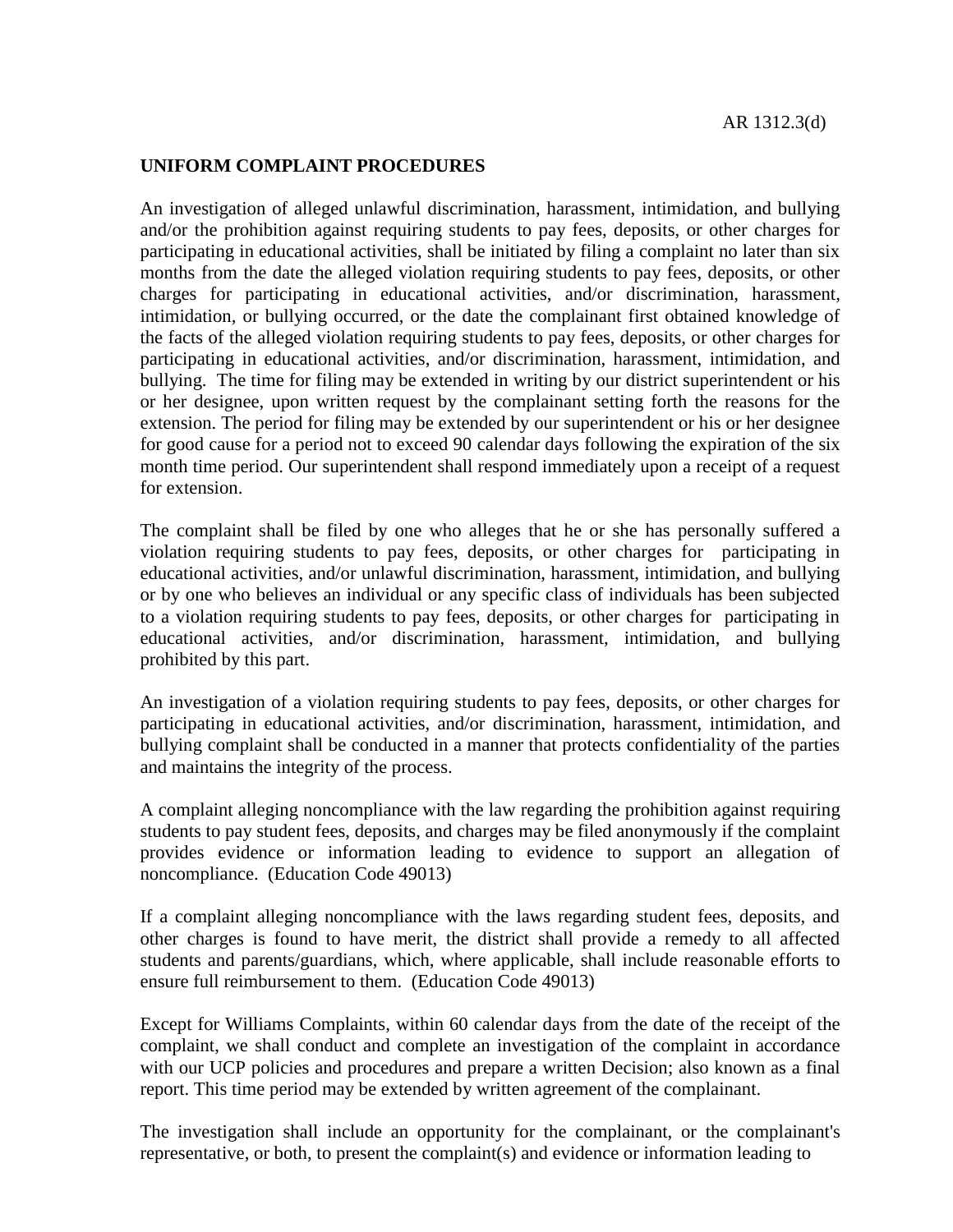AR 1312.3(d)

**UNIFORM COMPLAINT PROCEDURES**

An investigation of alleged unlawful discrimination, harassment, intimidation, and bullying and/or the prohibition against requiring students to pay fees, deposits, or other charges for participating in educational activities, shall be initiated by filing a complaint no later than six months from the date the alleged violation requiring students to pay fees, deposits, or other charges for participating in educational activities, and/or discrimination, harassment, intimidation, or bullying occurred, or the date the complainant first obtained knowledge of the facts of the alleged violation requiring students to pay fees, deposits, or other charges for participating in educational activities, and/or discrimination, harassment, intimidation, and bullying. The time for filing may be extended in writing by our district superintendent or his or her designee, upon written request by the complainant setting forth the reasons for the extension. The period for filing may be extended by our superintendent or his or her designee for good cause for a period not to exceed 90 calendar days following the expiration of the six month time period. Our superintendent shall respond immediately upon a receipt of a request for extension.

The complaint shall be filed by one who alleges that he or she has personally suffered a violation requiring students to pay fees, deposits, or other charges for participating in educational activities, and/or unlawful discrimination, harassment, intimidation, and bullying or by one who believes an individual or any specific class of individuals has been subjected to a violation requiring students to pay fees, deposits, or other charges for participating in educational activities, and/or discrimination, harassment, intimidation, and bullying prohibited by this part.

An investigation of a violation requiring students to pay fees, deposits, or other charges for participating in educational activities, and/or discrimination, harassment, intimidation, and bullying complaint shall be conducted in a manner that protects confidentiality of the parties and maintains the integrity of the process.

A complaint alleging noncompliance with the law regarding the prohibition against requiring students to pay student fees, deposits, and charges may be filed anonymously if the complaint provides evidence or information leading to evidence to support an allegation of noncompliance. (Education Code 49013)

If a complaint alleging noncompliance with the laws regarding student fees, deposits, and other charges is found to have merit, the district shall provide a remedy to all affected students and parents/guardians, which, where applicable, shall include reasonable efforts to ensure full reimbursement to them. (Education Code 49013)

Except for Williams Complaints, within 60 calendar days from the date of the receipt of the complaint, we shall conduct and complete an investigation of the complaint in accordance with our UCP policies and procedures and prepare a written Decision; also known as a final report. This time period may be extended by written agreement of the complainant.

The investigation shall include an opportunity for the complainant, or the complainant's representative, or both, to present the complaint(s) and evidence or information leading to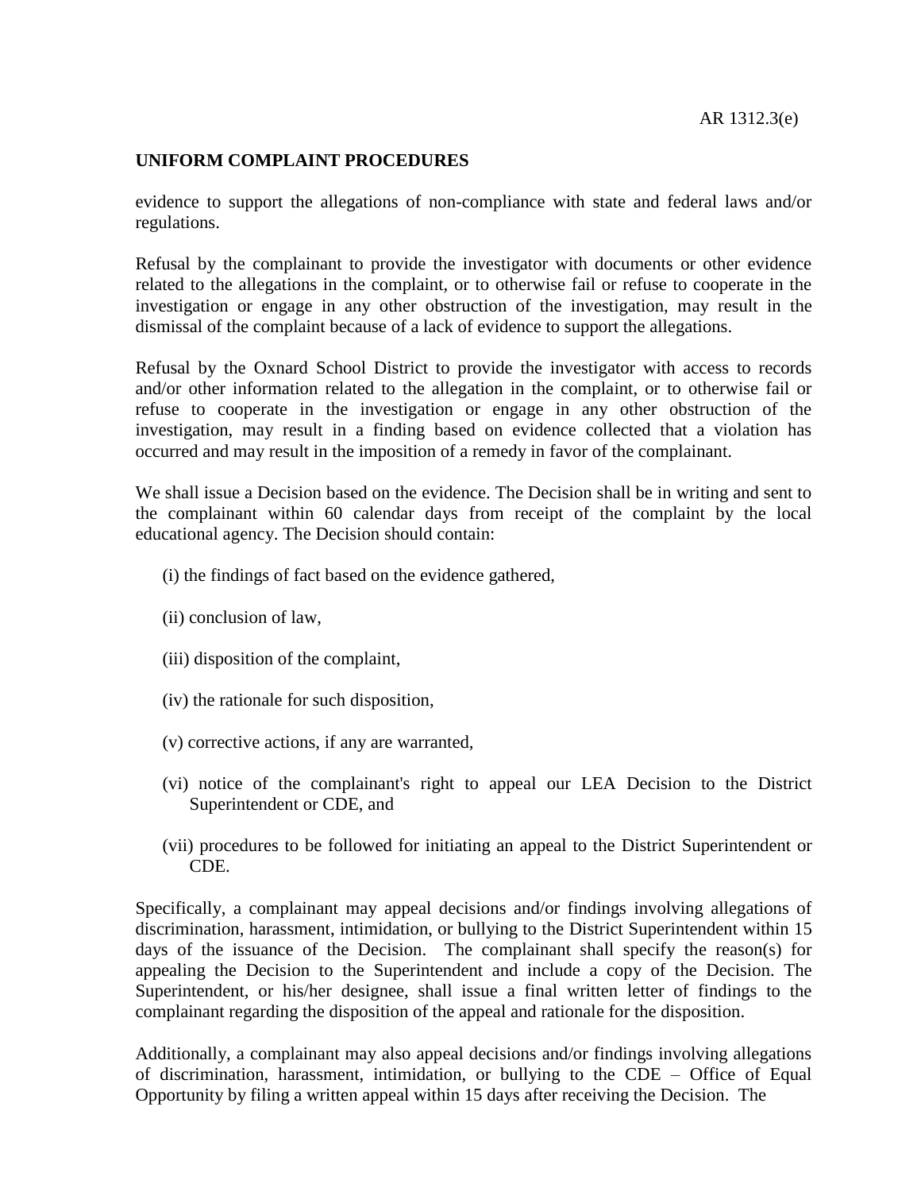## UNIFORM COMPLAINT PROCEDURES

evidence to support the allegations of non-compliance with state and federal laws and/or regulations.

Refusal by the complainant to provide the investigator with documents or other evidence related to the allegations in the complaint, or to otherwise fail or refuse to cooperate in the investigation or engage in any other obstruction of the investigation, may result in the dismissal of the complaint because of a lack of evidence to support the allegations.

Refusal by the Oxnard School District to provide the investigator with access to records and/or other information related to the allegation in the complaint, or to otherwise fail or refuse to cooperate in the investigation or engage in any other obstruction of the investigation, may result in a finding based on evidence collected that a violation has occurred and may result in the imposition of a remedy in favor of the complainant.

We shall issue a Decision based on the evidence. The Decision shall be in writing and sent to the complainant within 60 calendar days from receipt of the complaint by the local educational agency. The Decision should contain:

(i) the findings of fact based on the evidence gathered,

(ii) conclusion of law,

(iii) disposition of the complaint,

(iv) the rationale for such disposition,

(v) corrective actions, if any are warranted,

(vi) notice of the complainant's right to appeal our LEA Decision to the District Superintendent or CDE, and

(vii) procedures to be followed for initiating an appeal to the District Superintendent or CDE.

Specifically, a complainant may appeal decisions and/or findings involving allegations of discrimination, harassment, intimidation, or bullying to the District Superintendent within 15 days of the issuance of the Decision. The complainant shall specify the reason(s) for appealing the Decision to the Superintendent and include a copy of the Decision. The Superintendent, or his/her designee, shall issue a final written letter of findings to the complainant regarding the disposition of the appeal and rationale for the disposition.

Additionally, a complainant may also appeal decisions and/or findings involving allegations of discrimination, harassment, intimidation, or bullying to the CDE – Office of Equal Opportunity by filing a written appeal within 15 days after receiving the Decision. The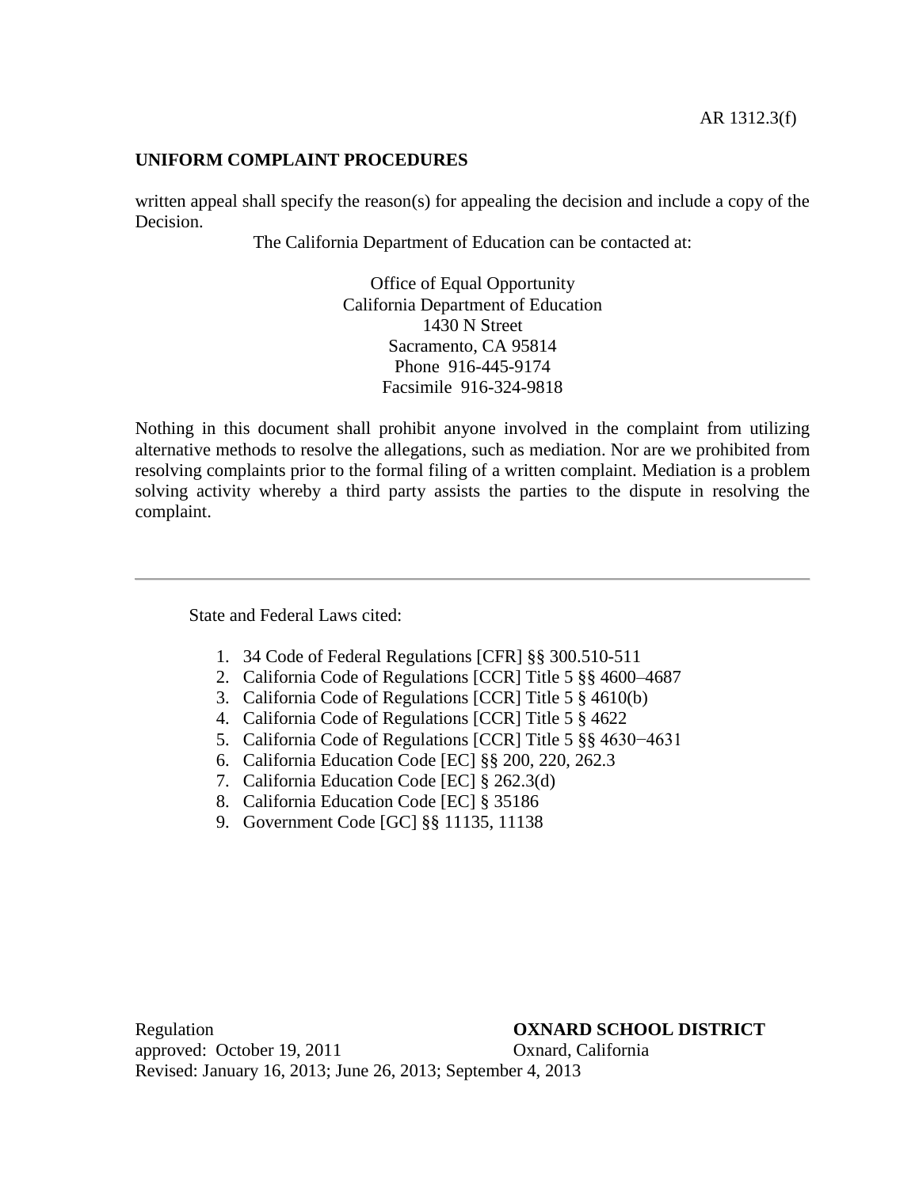written appeal shall specify the reason(s) for appealing the decision and include a copy of the Decision.

The California Department of Education can be contacted at:

Office of Equal Opportunity
California Department of Education
1430 N Street
Sacramento, CA 95814
Phone 916-445-9174
Facsimile 916-324-9818

Nothing in this document shall prohibit anyone involved in the complaint from utilizing alternative methods to resolve the allegations, such as mediation. Nor are we prohibited from resolving complaints prior to the formal filing of a written complaint. Mediation is a problem solving activity whereby a third party assists the parties to the dispute in resolving the complaint.

---

State and Federal Laws cited:

1. 34 Code of Federal Regulations [CFR] §§ 300.510-511
2. California Code of Regulations [CCR] Title 5 §§ 4600–4687
3. California Code of Regulations [CCR] Title 5 § 4610(b)
4. California Code of Regulations [CCR] Title 5 § 4622
5. California Code of Regulations [CCR] Title 5 §§ 4630−4631
6. California Education Code [EC] §§ 200, 220, 262.3
7. California Education Code [EC] § 262.3(d)
8. California Education Code [EC] § 35186
9. Government Code [GC] §§ 11135, 11138

Regulation approved: October 19, 2011
Revised: January 16, 2013; June 26, 2013; September 4, 2013

**OXNARD SCHOOL DISTRICT**
Oxnard, California